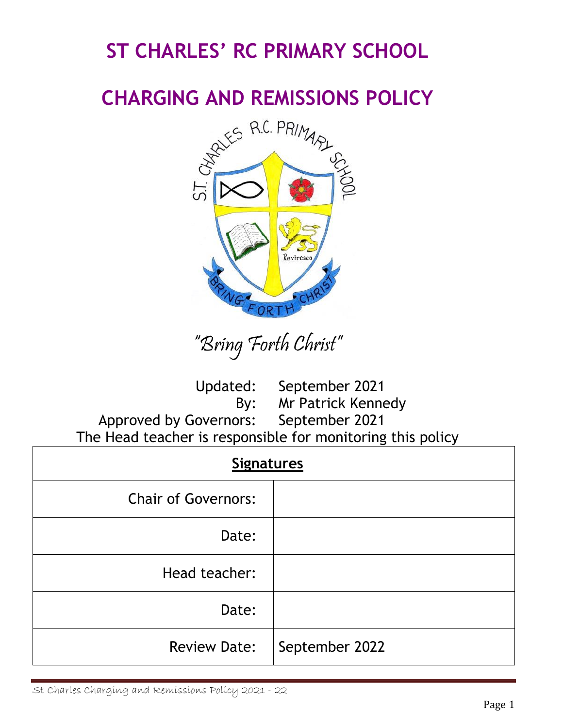# ST CHARLES' RC PRIMARY SCHOOL

# CHARGING AND REMISSIONS POLICY

*"Bring Forth Christ"*

Updated: September 2021
By: Mr Patrick Kennedy
Approved by Governors: September 2021
The Head teacher is responsible for monitoring this policy

| **Signatures** | |
|---|---|
| Chair of Governors: | |
| Date: | |
| Head teacher: | |
| Date: | |
| Review Date: | September 2022 |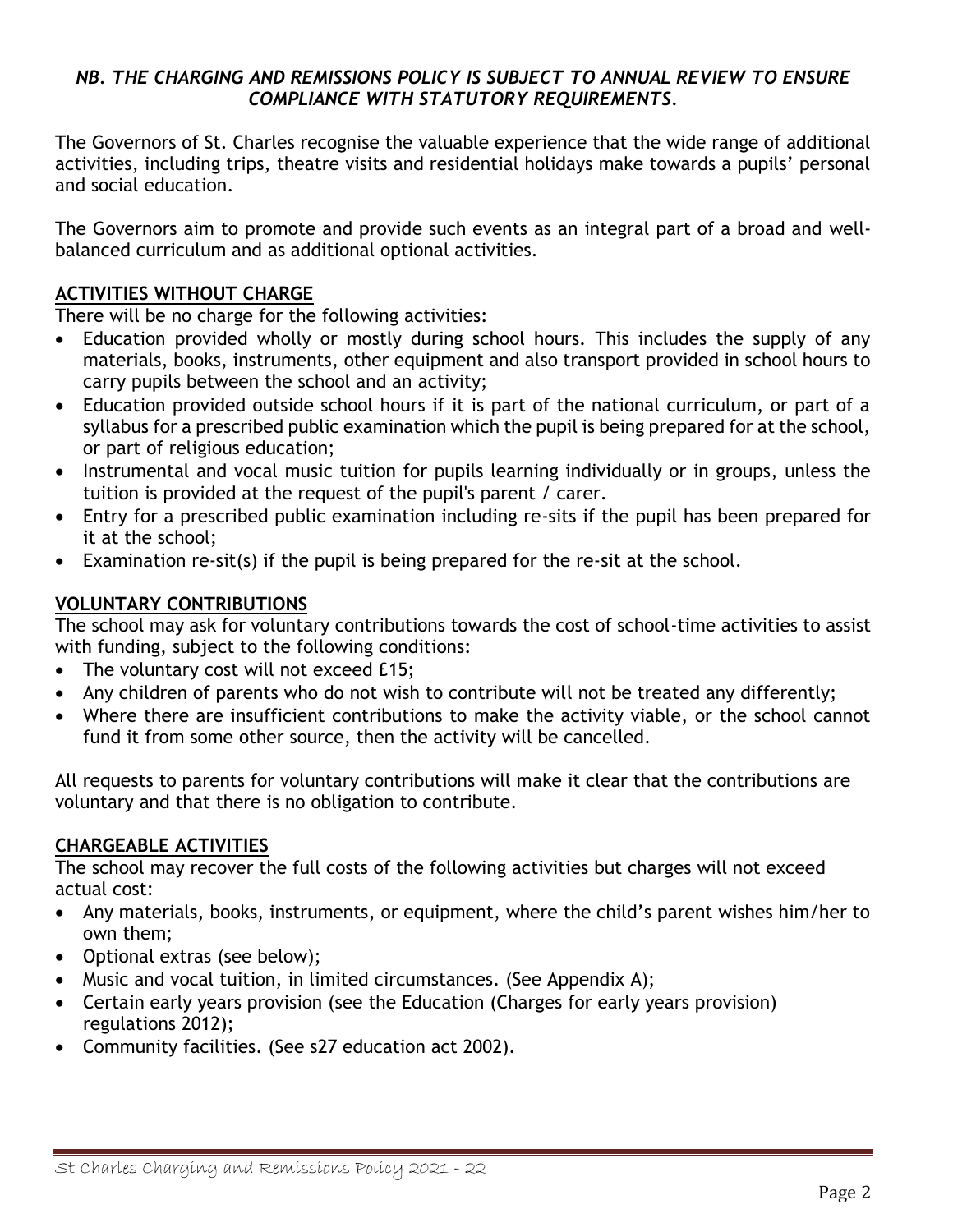***NB. THE CHARGING AND REMISSIONS POLICY IS SUBJECT TO ANNUAL REVIEW TO ENSURE COMPLIANCE WITH STATUTORY REQUIREMENTS.***

The Governors of St. Charles recognise the valuable experience that the wide range of additional activities, including trips, theatre visits and residential holidays make towards a pupils' personal and social education.

The Governors aim to promote and provide such events as an integral part of a broad and well-balanced curriculum and as additional optional activities.

## ACTIVITIES WITHOUT CHARGE

There will be no charge for the following activities:

- Education provided wholly or mostly during school hours. This includes the supply of any materials, books, instruments, other equipment and also transport provided in school hours to carry pupils between the school and an activity;
- Education provided outside school hours if it is part of the national curriculum, or part of a syllabus for a prescribed public examination which the pupil is being prepared for at the school, or part of religious education;
- Instrumental and vocal music tuition for pupils learning individually or in groups, unless the tuition is provided at the request of the pupil's parent / carer.
- Entry for a prescribed public examination including re-sits if the pupil has been prepared for it at the school;
- Examination re-sit(s) if the pupil is being prepared for the re-sit at the school.

## VOLUNTARY CONTRIBUTIONS

The school may ask for voluntary contributions towards the cost of school-time activities to assist with funding, subject to the following conditions:

- The voluntary cost will not exceed £15;
- Any children of parents who do not wish to contribute will not be treated any differently;
- Where there are insufficient contributions to make the activity viable, or the school cannot fund it from some other source, then the activity will be cancelled.

All requests to parents for voluntary contributions will make it clear that the contributions are voluntary and that there is no obligation to contribute.

## CHARGEABLE ACTIVITIES

The school may recover the full costs of the following activities but charges will not exceed actual cost:

- Any materials, books, instruments, or equipment, where the child's parent wishes him/her to own them;
- Optional extras (see below);
- Music and vocal tuition, in limited circumstances. (See Appendix A);
- Certain early years provision (see the Education (Charges for early years provision) regulations 2012);
- Community facilities. (See s27 education act 2002).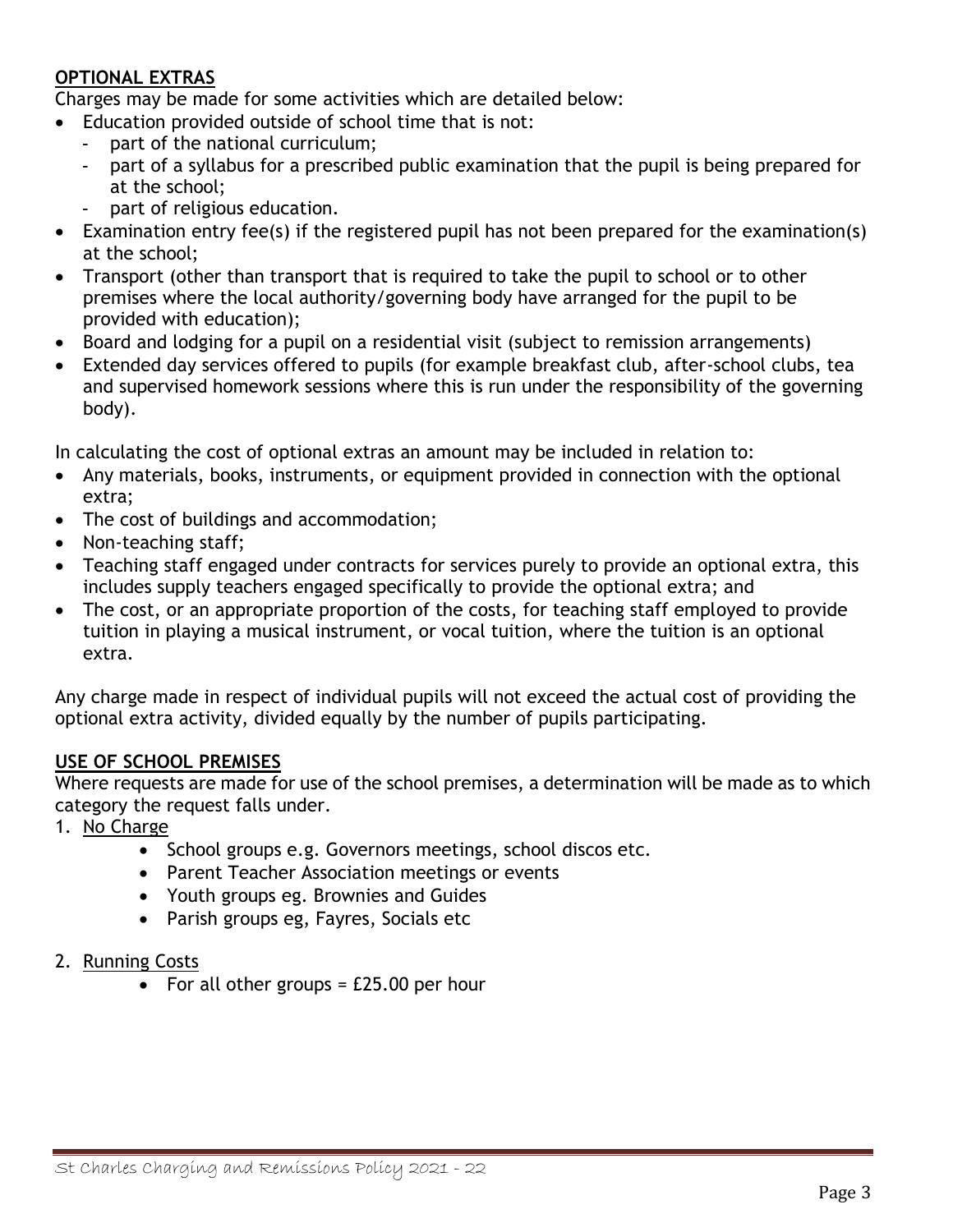## OPTIONAL EXTRAS

Charges may be made for some activities which are detailed below:

- Education provided outside of school time that is not:
  - part of the national curriculum;
  - part of a syllabus for a prescribed public examination that the pupil is being prepared for at the school;
  - part of religious education.
- Examination entry fee(s) if the registered pupil has not been prepared for the examination(s) at the school;
- Transport (other than transport that is required to take the pupil to school or to other premises where the local authority/governing body have arranged for the pupil to be provided with education);
- Board and lodging for a pupil on a residential visit (subject to remission arrangements)
- Extended day services offered to pupils (for example breakfast club, after-school clubs, tea and supervised homework sessions where this is run under the responsibility of the governing body).

In calculating the cost of optional extras an amount may be included in relation to:

- Any materials, books, instruments, or equipment provided in connection with the optional extra;
- The cost of buildings and accommodation;
- Non-teaching staff;
- Teaching staff engaged under contracts for services purely to provide an optional extra, this includes supply teachers engaged specifically to provide the optional extra; and
- The cost, or an appropriate proportion of the costs, for teaching staff employed to provide tuition in playing a musical instrument, or vocal tuition, where the tuition is an optional extra.

Any charge made in respect of individual pupils will not exceed the actual cost of providing the optional extra activity, divided equally by the number of pupils participating.

## USE OF SCHOOL PREMISES

Where requests are made for use of the school premises, a determination will be made as to which category the request falls under.

1. No Charge
   - School groups e.g. Governors meetings, school discos etc.
   - Parent Teacher Association meetings or events
   - Youth groups eg. Brownies and Guides
   - Parish groups eg, Fayres, Socials etc

2. Running Costs
   - For all other groups = £25.00 per hour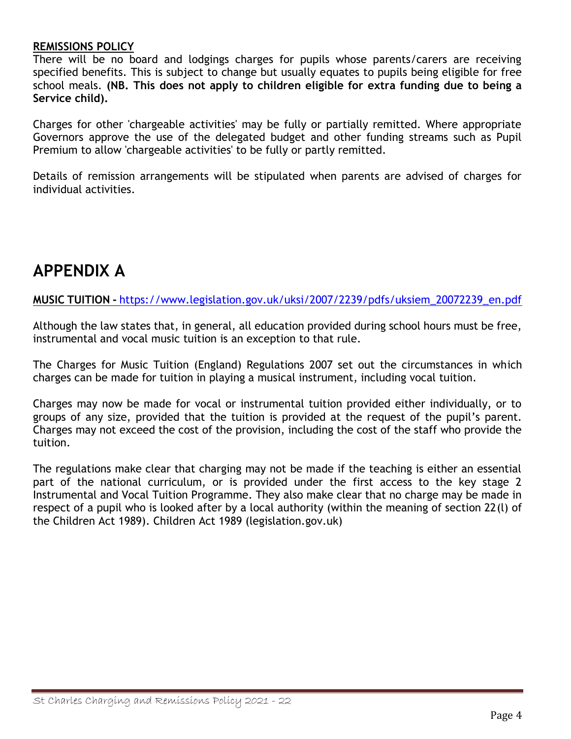**REMISSIONS POLICY**

There will be no board and lodgings charges for pupils whose parents/carers are receiving specified benefits. This is subject to change but usually equates to pupils being eligible for free school meals. **(NB. This does not apply to children eligible for extra funding due to being a Service child).**

Charges for other 'chargeable activities' may be fully or partially remitted. Where appropriate Governors approve the use of the delegated budget and other funding streams such as Pupil Premium to allow 'chargeable activities' to be fully or partly remitted.

Details of remission arrangements will be stipulated when parents are advised of charges for individual activities.

# APPENDIX A

**MUSIC TUITION -** https://www.legislation.gov.uk/uksi/2007/2239/pdfs/uksiem_20072239_en.pdf

Although the law states that, in general, all education provided during school hours must be free, instrumental and vocal music tuition is an exception to that rule.

The Charges for Music Tuition (England) Regulations 2007 set out the circumstances in which charges can be made for tuition in playing a musical instrument, including vocal tuition.

Charges may now be made for vocal or instrumental tuition provided either individually, or to groups of any size, provided that the tuition is provided at the request of the pupil's parent. Charges may not exceed the cost of the provision, including the cost of the staff who provide the tuition.

The regulations make clear that charging may not be made if the teaching is either an essential part of the national curriculum, or is provided under the first access to the key stage 2 Instrumental and Vocal Tuition Programme. They also make clear that no charge may be made in respect of a pupil who is looked after by a local authority (within the meaning of section 22(l) of the Children Act 1989). Children Act 1989 (legislation.gov.uk)